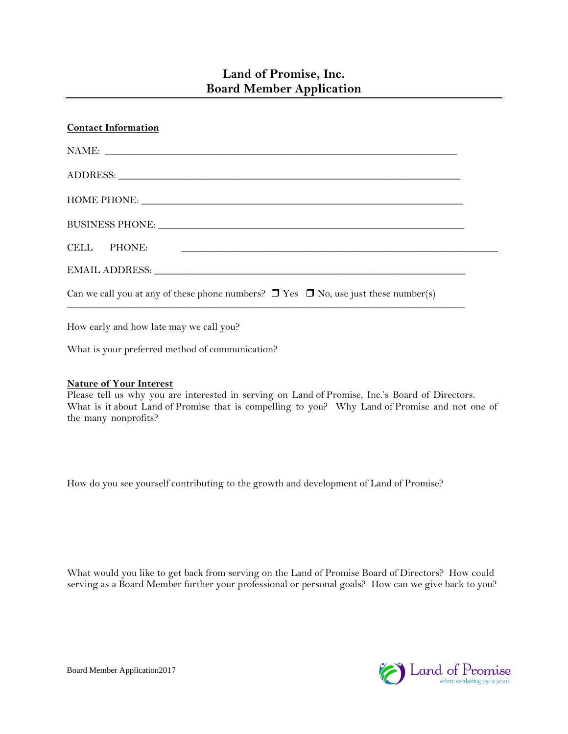# Land of Promise, Inc.
# Board Member Application

**Contact Information**

NAME: ____________________________________________________________________

ADDRESS: _________________________________________________________________

HOME PHONE: ______________________________________________________________

BUSINESS PHONE: ___________________________________________________________

CELL PHONE: ______________________________________________________________

EMAIL ADDRESS: ____________________________________________________________

Can we call you at any of these phone numbers? ❒ Yes ❒ No, use just these number(s)
_______________________________________________________________________________

How early and how late may we call you?

What is your preferred method of communication?

**Nature of Your Interest**

Please tell us why you are interested in serving on Land of Promise, Inc.'s Board of Directors. What is it about Land of Promise that is compelling to you? Why Land of Promise and not one of the many nonprofits?

How do you see yourself contributing to the growth and development of Land of Promise?

What would you like to get back from serving on the Land of Promise Board of Directors? How could serving as a Board Member further your professional or personal goals? How can we give back to you?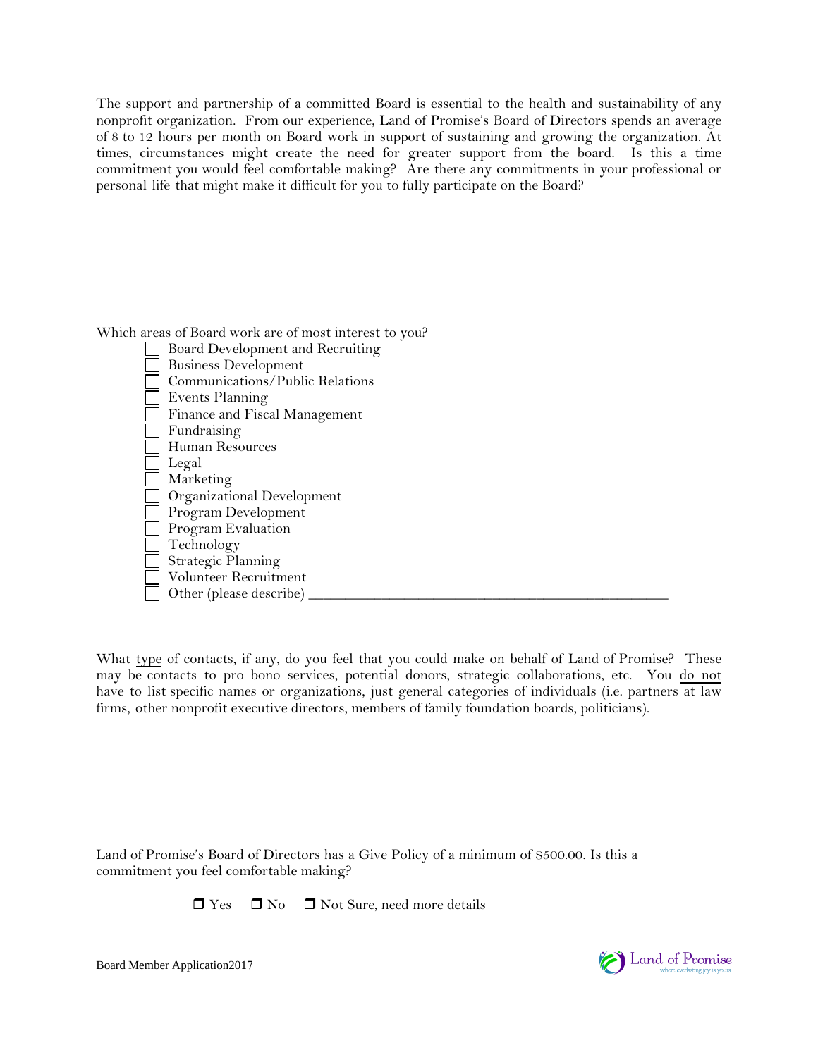The support and partnership of a committed Board is essential to the health and sustainability of any nonprofit organization. From our experience, Land of Promise's Board of Directors spends an average of 8 to 12 hours per month on Board work in support of sustaining and growing the organization. At times, circumstances might create the need for greater support from the board. Is this a time commitment you would feel comfortable making? Are there any commitments in your professional or personal life that might make it difficult for you to fully participate on the Board?

Which areas of Board work are of most interest to you?

- ☐ Board Development and Recruiting
- ☐ Business Development
- ☐ Communications/Public Relations
- ☐ Events Planning
- ☐ Finance and Fiscal Management
- ☐ Fundraising
- ☐ Human Resources
- ☐ Legal
- ☐ Marketing
- ☐ Organizational Development
- ☐ Program Development
- ☐ Program Evaluation
- ☐ Technology
- ☐ Strategic Planning
- ☐ Volunteer Recruitment
- ☐ Other (please describe) _______________________________________________

What <u>type</u> of contacts, if any, do you feel that you could make on behalf of Land of Promise? These may be contacts to pro bono services, potential donors, strategic collaborations, etc. You <u>do not</u> have to list specific names or organizations, just general categories of individuals (i.e. partners at law firms, other nonprofit executive directors, members of family foundation boards, politicians).

Land of Promise's Board of Directors has a Give Policy of a minimum of $500.00. Is this a commitment you feel comfortable making?

☐ Yes ☐ No ☐ Not Sure, need more details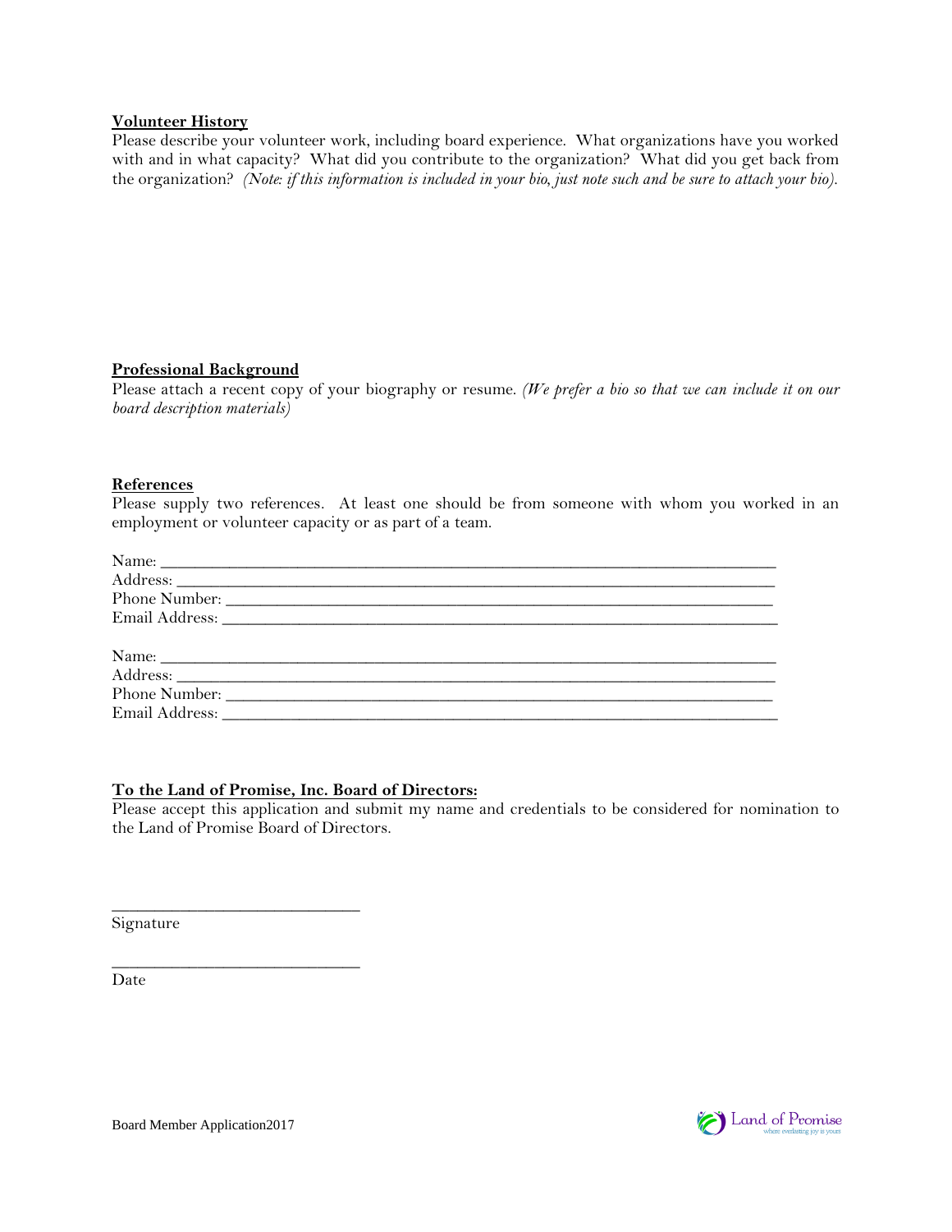**Volunteer History**

Please describe your volunteer work, including board experience. What organizations have you worked with and in what capacity? What did you contribute to the organization? What did you get back from the organization? *(Note: if this information is included in your bio, just note such and be sure to attach your bio).*

**Professional Background**

Please attach a recent copy of your biography or resume. *(We prefer a bio so that we can include it on our board description materials)*

**References**

Please supply two references. At least one should be from someone with whom you worked in an employment or volunteer capacity or as part of a team.

Name: ___________________________________________________________________________
Address: _________________________________________________________________________
Phone Number: ____________________________________________________________________
Email Address: ____________________________________________________________________

Name: ___________________________________________________________________________
Address: _________________________________________________________________________
Phone Number: ____________________________________________________________________
Email Address: ____________________________________________________________________

**To the Land of Promise, Inc. Board of Directors:**

Please accept this application and submit my name and credentials to be considered for nomination to the Land of Promise Board of Directors.

______________________________
Signature

______________________________
Date